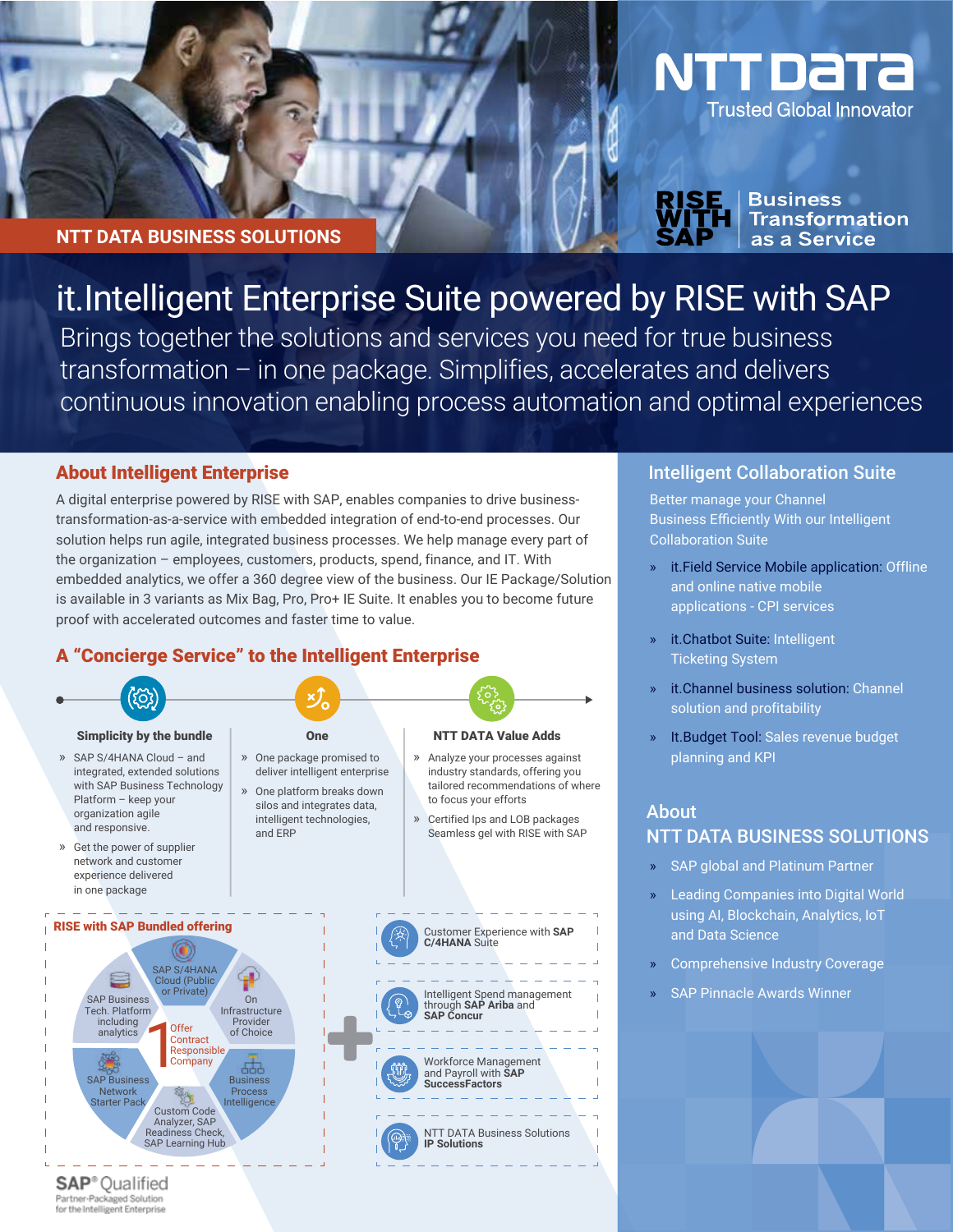NTT DATA
Trusted Global Innovator

NTT DATA BUSINESS SOLUTIONS

RISE WITH SAP — Business Transformation as a Service

# it.Intelligent Enterprise Suite powered by RISE with SAP

Brings together the solutions and services you need for true business transformation – in one package. Simplifies, accelerates and delivers continuous innovation enabling process automation and optimal experiences

## About Intelligent Enterprise

A digital enterprise powered by RISE with SAP, enables companies to drive business-transformation-as-a-service with embedded integration of end-to-end processes. Our solution helps run agile, integrated business processes. We help manage every part of the organization – employees, customers, products, spend, finance, and IT. With embedded analytics, we offer a 360 degree view of the business. Our IE Package/Solution is available in 3 variants as Mix Bag, Pro, Pro+ IE Suite. It enables you to become future proof with accelerated outcomes and faster time to value.

## A "Concierge Service" to the Intelligent Enterprise

### Simplicity by the bundle

- SAP S/4HANA Cloud – and integrated, extended solutions with SAP Business Technology Platform – keep your organization agile and responsive.
- Get the power of supplier network and customer experience delivered in one package

### One

- One package promised to deliver intelligent enterprise
- One platform breaks down silos and integrates data, intelligent technologies, and ERP

### NTT DATA Value Adds

- Analyze your processes against industry standards, offering you tailored recommendations of where to focus your efforts
- Certified Ips and LOB packages Seamless gel with RISE with SAP

### RISE with SAP Bundled offering

- SAP S/4HANA Cloud (Public or Private)
- On Infrastructure Provider of Choice
- Business Process Intelligence
- Custom Code Analyzer, SAP Readiness Check, SAP Learning Hub
- SAP Business Network Starter Pack
- SAP Business Tech. Platform including analytics

1 Offer Contract Responsible Company

+

- Customer Experience with **SAP C/4HANA** Suite
- Intelligent Spend management through **SAP Ariba** and **SAP Concur**
- Workforce Management and Payroll with **SAP SuccessFactors**
- NTT DATA Business Solutions **IP Solutions**

SAP® Qualified
Partner-Packaged Solution for the Intelligent Enterprise

## Intelligent Collaboration Suite

Better manage your Channel Business Efficiently With our Intelligent Collaboration Suite

- it.Field Service Mobile application: Offline and online native mobile applications - CPI services
- it.Chatbot Suite: Intelligent Ticketing System
- it.Channel business solution: Channel solution and profitability
- It.Budget Tool: Sales revenue budget planning and KPI

## About NTT DATA BUSINESS SOLUTIONS

- SAP global and Platinum Partner
- Leading Companies into Digital World using AI, Blockchain, Analytics, IoT and Data Science
- Comprehensive Industry Coverage
- SAP Pinnacle Awards Winner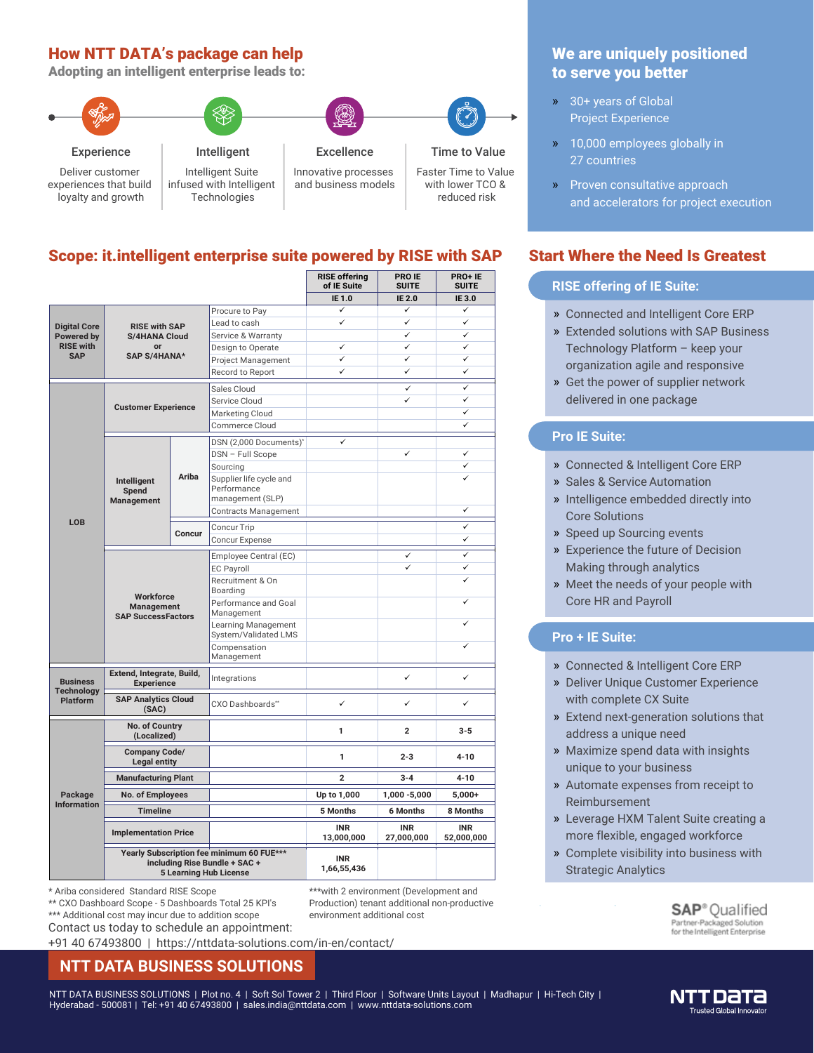## How NTT DATA's package can help

**Adopting an intelligent enterprise leads to:**

**Experience**
Deliver customer experiences that build loyalty and growth

**Intelligent**
Intelligent Suite infused with Intelligent Technologies

**Excellence**
Innovative processes and business models

**Time to Value**
Faster Time to Value with lower TCO & reduced risk

## We are uniquely positioned to serve you better

- 30+ years of Global Project Experience
- 10,000 employees globally in 27 countries
- Proven consultative approach and accelerators for project execution

## Scope: it.intelligent enterprise suite powered by RISE with SAP

| | | | | RISE offering of IE Suite | PRO IE SUITE | PRO+ IE SUITE |
|---|---|---|---|---|---|---|
| | | | | IE 1.0 | IE 2.0 | IE 3.0 |
| Digital Core Powered by RISE with SAP | RISE with SAP S/4HANA Cloud or SAP S/4HANA* | | Procure to Pay | ✓ | ✓ | ✓ |
| | | | Lead to cash | ✓ | ✓ | ✓ |
| | | | Service & Warranty | | ✓ | ✓ |
| | | | Design to Operate | ✓ | ✓ | ✓ |
| | | | Project Management | ✓ | ✓ | ✓ |
| | | | Record to Report | ✓ | ✓ | ✓ |
| LOB | Customer Experience | | Sales Cloud | | ✓ | ✓ |
| | | | Service Cloud | | ✓ | ✓ |
| | | | Marketing Cloud | | | ✓ |
| | | | Commerce Cloud | | | ✓ |
| | Intelligent Spend Management | Ariba | DSN (2,000 Documents)* | ✓ | | |
| | | | DSN – Full Scope | | ✓ | ✓ |
| | | | Sourcing | | | ✓ |
| | | | Supplier life cycle and Performance management (SLP) | | | ✓ |
| | | | Contracts Management | | | ✓ |
| | | Concur | Concur Trip | | | ✓ |
| | | | Concur Expense | | | ✓ |
| | Workforce Management SAP SuccessFactors | | Employee Central (EC) | | ✓ | ✓ |
| | | | EC Payroll | | ✓ | ✓ |
| | | | Recruitment & On Boarding | | | ✓ |
| | | | Performance and Goal Management | | | ✓ |
| | | | Learning Management System/Validated LMS | | | ✓ |
| | | | Compensation Management | | | ✓ |
| Business Technology Platform | Extend, Integrate, Build, Experience | | Integrations | | ✓ | ✓ |
| | SAP Analytics Cloud (SAC) | | CXO Dashboards** | ✓ | ✓ | ✓ |
| Package Information | No. of Country (Localized) | | | 1 | 2 | 3-5 |
| | Company Code/ Legal entity | | | 1 | 2-3 | 4-10 |
| | Manufacturing Plant | | | 2 | 3-4 | 4-10 |
| | No. of Employees | | | Up to 1,000 | 1,000 -5,000 | 5,000+ |
| | Timeline | | | 5 Months | 6 Months | 8 Months |
| | Implementation Price | | | INR 13,000,000 | INR 27,000,000 | INR 52,000,000 |
| | Yearly Subscription fee minimum 60 FUE*** including Rise Bundle + SAC + 5 Learning Hub License | | | INR 1,66,55,436 | | |

\* Ariba considered Standard RISE Scope
\** CXO Dashboard Scope - 5 Dashboards Total 25 KPI's
\*** Additional cost may incur due to addition scope

\***with 2 environment (Development and Production) tenant additional non-productive environment additional cost

Contact us today to schedule an appointment:
+91 40 67493800 | https://nttdata-solutions.com/in-en/contact/

## Start Where the Need Is Greatest

### RISE offering of IE Suite:

- Connected and Intelligent Core ERP
- Extended solutions with SAP Business Technology Platform – keep your organization agile and responsive
- Get the power of supplier network delivered in one package

### Pro IE Suite:

- Connected & Intelligent Core ERP
- Sales & Service Automation
- Intelligence embedded directly into Core Solutions
- Speed up Sourcing events
- Experience the future of Decision Making through analytics
- Meet the needs of your people with Core HR and Payroll

### Pro + IE Suite:

- Connected & Intelligent Core ERP
- Deliver Unique Customer Experience with complete CX Suite
- Extend next-generation solutions that address a unique need
- Maximize spend data with insights unique to your business
- Automate expenses from receipt to Reimbursement
- Leverage HXM Talent Suite creating a more flexible, engaged workforce
- Complete visibility into business with Strategic Analytics

SAP® Qualified
Partner-Packaged Solution for the Intelligent Enterprise

**NTT DATA BUSINESS SOLUTIONS**

NTT DATA BUSINESS SOLUTIONS | Plot no. 4 | Soft Sol Tower 2 | Third Floor | Software Units Layout | Madhapur | Hi-Tech City | Hyderabad - 500081 | Tel: +91 40 67493800 | sales.india@nttdata.com | www.nttdata-solutions.com

NTT DATA
Trusted Global Innovator